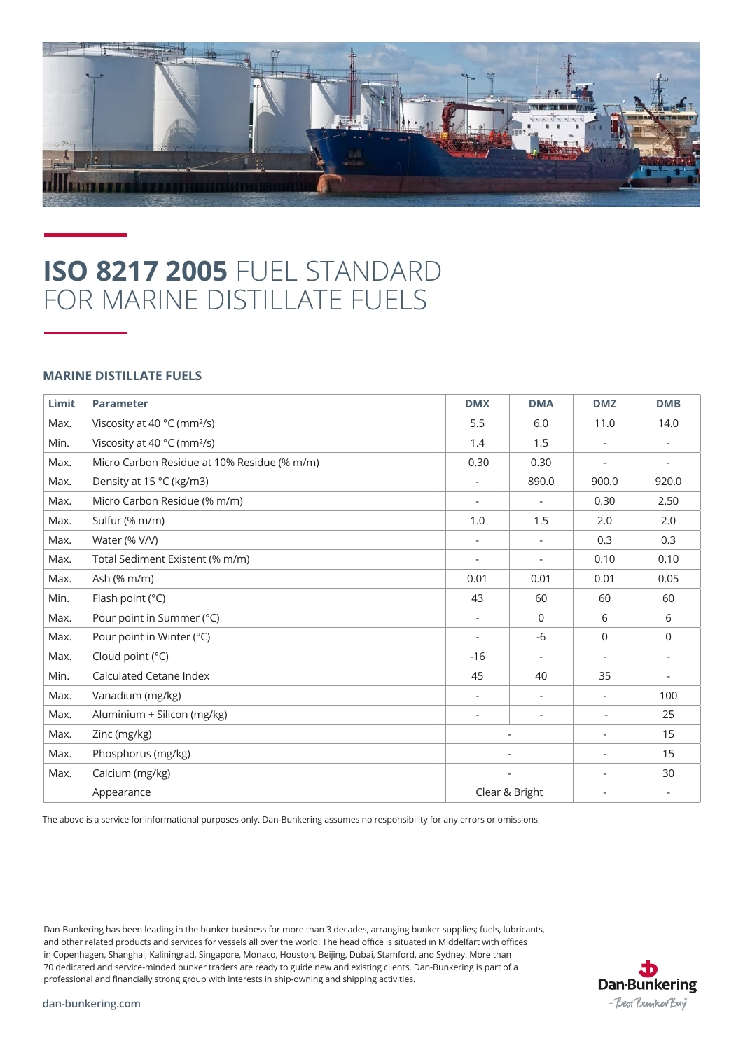# **ISO 8217 2005** FUEL STANDARD FOR MARINE DISTILLATE FUELS

## MARINE DISTILLATE FUELS

| Limit | Parameter | DMX | DMA | DMZ | DMB |
|---|---|---|---|---|---|
| Max. | Viscosity at 40 °C (mm²/s) | 5.5 | 6.0 | 11.0 | 14.0 |
| Min. | Viscosity at 40 °C (mm²/s) | 1.4 | 1.5 | - | - |
| Max. | Micro Carbon Residue at 10% Residue (% m/m) | 0.30 | 0.30 | - | - |
| Max. | Density at 15 °C (kg/m3) | - | 890.0 | 900.0 | 920.0 |
| Max. | Micro Carbon Residue (% m/m) | - | - | 0.30 | 2.50 |
| Max. | Sulfur (% m/m) | 1.0 | 1.5 | 2.0 | 2.0 |
| Max. | Water (% V/V) | - | - | 0.3 | 0.3 |
| Max. | Total Sediment Existent (% m/m) | - | - | 0.10 | 0.10 |
| Max. | Ash (% m/m) | 0.01 | 0.01 | 0.01 | 0.05 |
| Min. | Flash point (°C) | 43 | 60 | 60 | 60 |
| Max. | Pour point in Summer (°C) | - | 0 | 6 | 6 |
| Max. | Pour point in Winter (°C) | - | -6 | 0 | 0 |
| Max. | Cloud point (°C) | -16 | - | - | - |
| Min. | Calculated Cetane Index | 45 | 40 | 35 | - |
| Max. | Vanadium (mg/kg) | - | - | - | 100 |
| Max. | Aluminium + Silicon (mg/kg) | - | - | - | 25 |
| Max. | Zinc (mg/kg) | - | | - | 15 |
| Max. | Phosphorus (mg/kg) | - | | - | 15 |
| Max. | Calcium (mg/kg) | - | | - | 30 |
| | Appearance | Clear & Bright | | - | - |

The above is a service for informational purposes only. Dan-Bunkering assumes no responsibility for any errors or omissions.

Dan-Bunkering has been leading in the bunker business for more than 3 decades, arranging bunker supplies; fuels, lubricants, and other related products and services for vessels all over the world. The head office is situated in Middelfart with offices in Copenhagen, Shanghai, Kaliningrad, Singapore, Monaco, Houston, Beijing, Dubai, Stamford, and Sydney. More than 70 dedicated and service-minded bunker traders are ready to guide new and existing clients. Dan-Bunkering is part of a professional and financially strong group with interests in ship-owning and shipping activities.

dan-bunkering.com

Dan-Bunkering
– Best Bunker Buy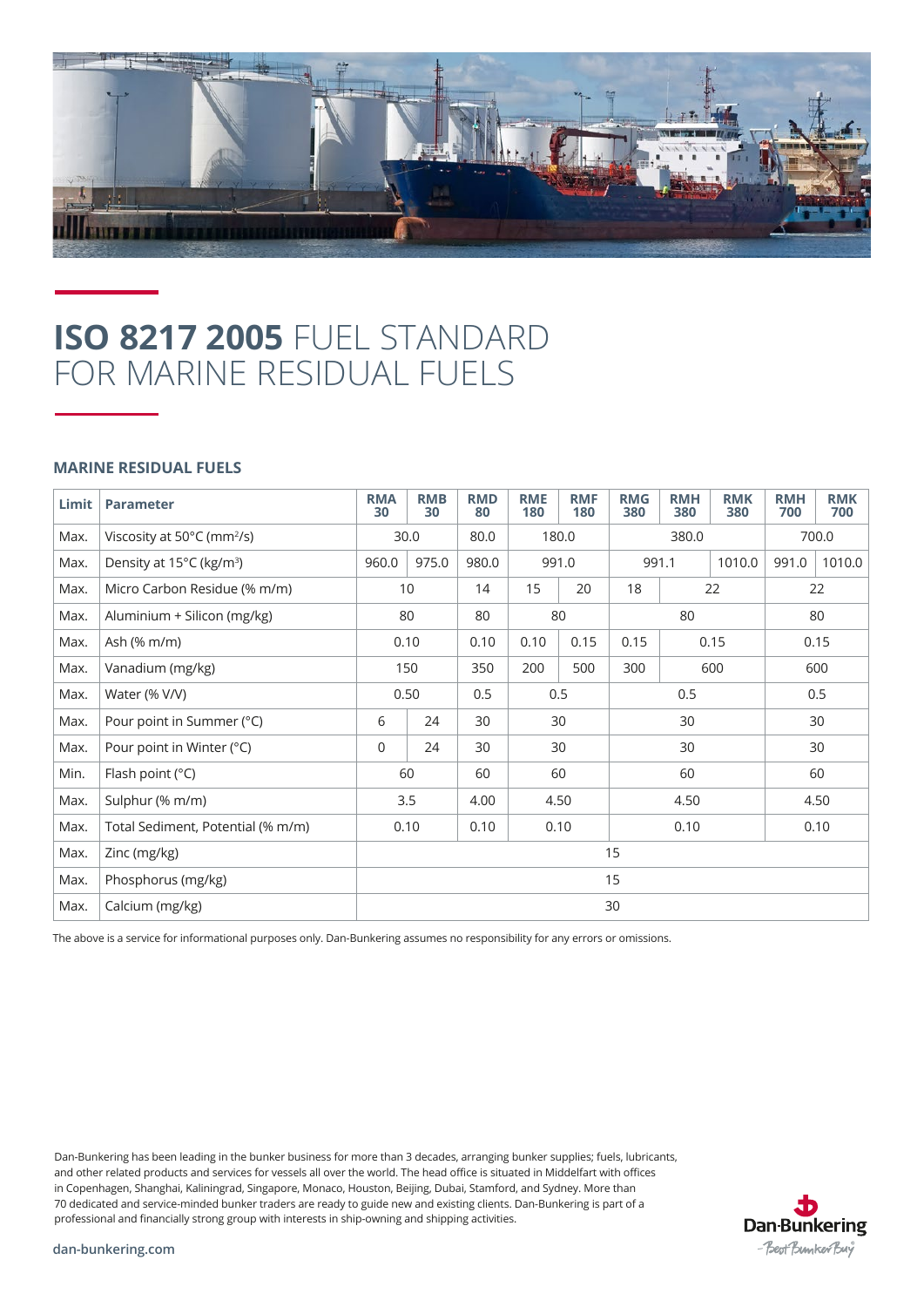// ISO 8217 2005 FUEL STANDARD FOR MARINE RESIDUAL FUELS

# **ISO 8217 2005** FUEL STANDARD FOR MARINE RESIDUAL FUELS

### MARINE RESIDUAL FUELS

| Limit | Parameter | RMA 30 | RMB 30 | RMD 80 | RME 180 | RMF 180 | RMG 380 | RMH 380 | RMK 380 | RMH 700 | RMK 700 |
|---|---|---|---|---|---|---|---|---|---|---|---|
| Max. | Viscosity at 50°C (mm²/s) | 30.0 | | 80.0 | 180.0 | | 380.0 | | | 700.0 | |
| Max. | Density at 15°C (kg/m³) | 960.0 | 975.0 | 980.0 | 991.0 | | 991.1 | | 1010.0 | 991.0 | 1010.0 |
| Max. | Micro Carbon Residue (% m/m) | 10 | | 14 | 15 | 20 | 18 | 22 | | 22 | |
| Max. | Aluminium + Silicon (mg/kg) | 80 | | 80 | 80 | | 80 | | | 80 | |
| Max. | Ash (% m/m) | 0.10 | | 0.10 | 0.10 | 0.15 | 0.15 | 0.15 | | 0.15 | |
| Max. | Vanadium (mg/kg) | 150 | | 350 | 200 | 500 | 300 | 600 | | 600 | |
| Max. | Water (% V/V) | 0.50 | | 0.5 | 0.5 | | 0.5 | | | 0.5 | |
| Max. | Pour point in Summer (°C) | 6 | 24 | 30 | 30 | | 30 | | | 30 | |
| Max. | Pour point in Winter (°C) | 0 | 24 | 30 | 30 | | 30 | | | 30 | |
| Min. | Flash point (°C) | 60 | | 60 | 60 | | 60 | | | 60 | |
| Max. | Sulphur (% m/m) | 3.5 | | 4.00 | 4.50 | | 4.50 | | | 4.50 | |
| Max. | Total Sediment, Potential (% m/m) | 0.10 | | 0.10 | 0.10 | | 0.10 | | | 0.10 | |
| Max. | Zinc (mg/kg) | 15 | | | | | | | | | |
| Max. | Phosphorus (mg/kg) | 15 | | | | | | | | | |
| Max. | Calcium (mg/kg) | 30 | | | | | | | | | |

The above is a service for informational purposes only. Dan-Bunkering assumes no responsibility for any errors or omissions.

Dan-Bunkering has been leading in the bunker business for more than 3 decades, arranging bunker supplies; fuels, lubricants, and other related products and services for vessels all over the world. The head office is situated in Middelfart with offices in Copenhagen, Shanghai, Kaliningrad, Singapore, Monaco, Houston, Beijing, Dubai, Stamford, and Sydney. More than 70 dedicated and service-minded bunker traders are ready to guide new and existing clients. Dan-Bunkering is part of a professional and financially strong group with interests in ship-owning and shipping activities.

dan-bunkering.com

Dan-Bunkering
– Best Bunker Buy